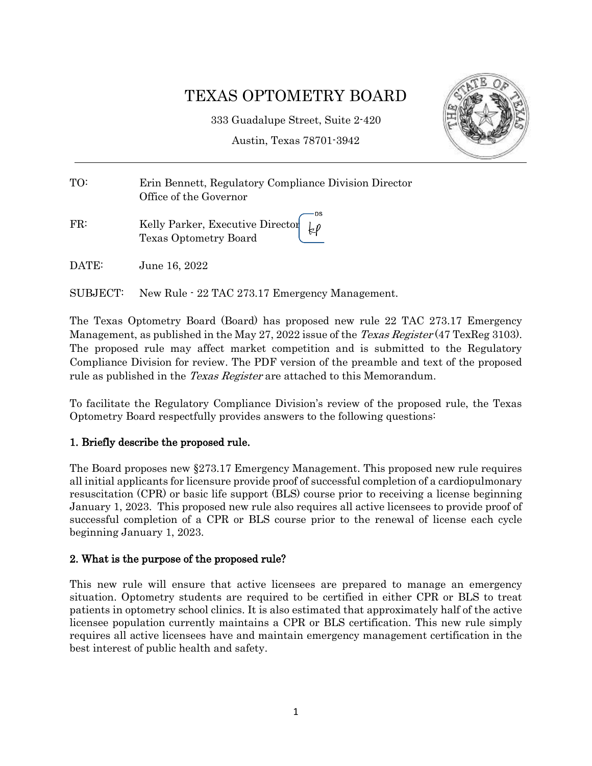# TEXAS OPTOMETRY BOARD

333 Guadalupe Street, Suite 2-420

Austin, Texas 78701-3942

TO: Erin Bennett, Regulatory Compliance Division Director
Office of the Governor

FR: Kelly Parker, Executive Director
Texas Optometry Board

DATE: June 16, 2022

SUBJECT: New Rule - 22 TAC 273.17 Emergency Management.

The Texas Optometry Board (Board) has proposed new rule 22 TAC 273.17 Emergency Management, as published in the May 27, 2022 issue of the *Texas Register* (47 TexReg 3103). The proposed rule may affect market competition and is submitted to the Regulatory Compliance Division for review. The PDF version of the preamble and text of the proposed rule as published in the *Texas Register* are attached to this Memorandum.

To facilitate the Regulatory Compliance Division's review of the proposed rule, the Texas Optometry Board respectfully provides answers to the following questions:

**1. Briefly describe the proposed rule.**

The Board proposes new §273.17 Emergency Management. This proposed new rule requires all initial applicants for licensure provide proof of successful completion of a cardiopulmonary resuscitation (CPR) or basic life support (BLS) course prior to receiving a license beginning January 1, 2023. This proposed new rule also requires all active licensees to provide proof of successful completion of a CPR or BLS course prior to the renewal of license each cycle beginning January 1, 2023.

**2. What is the purpose of the proposed rule?**

This new rule will ensure that active licensees are prepared to manage an emergency situation. Optometry students are required to be certified in either CPR or BLS to treat patients in optometry school clinics. It is also estimated that approximately half of the active licensee population currently maintains a CPR or BLS certification. This new rule simply requires all active licensees have and maintain emergency management certification in the best interest of public health and safety.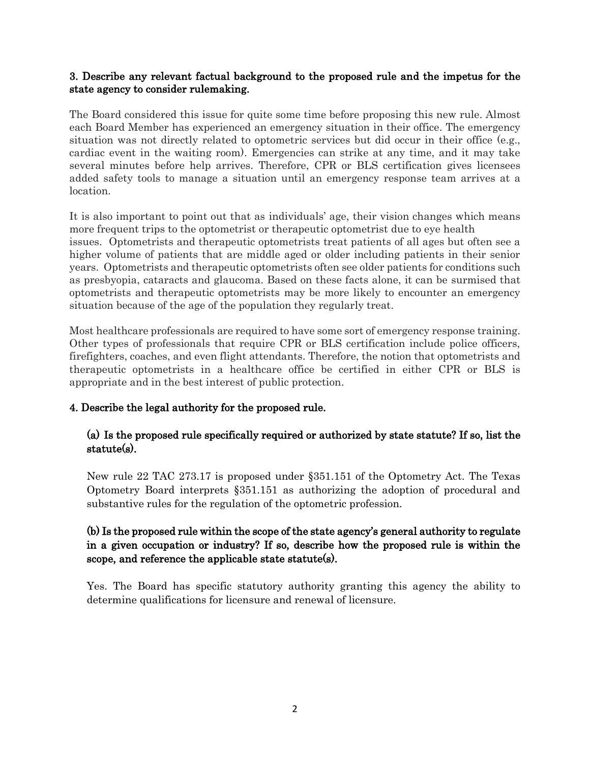**3. Describe any relevant factual background to the proposed rule and the impetus for the state agency to consider rulemaking.**

The Board considered this issue for quite some time before proposing this new rule. Almost each Board Member has experienced an emergency situation in their office. The emergency situation was not directly related to optometric services but did occur in their office (e.g., cardiac event in the waiting room). Emergencies can strike at any time, and it may take several minutes before help arrives. Therefore, CPR or BLS certification gives licensees added safety tools to manage a situation until an emergency response team arrives at a location.

It is also important to point out that as individuals' age, their vision changes which means more frequent trips to the optometrist or therapeutic optometrist due to eye health issues. Optometrists and therapeutic optometrists treat patients of all ages but often see a higher volume of patients that are middle aged or older including patients in their senior years. Optometrists and therapeutic optometrists often see older patients for conditions such as presbyopia, cataracts and glaucoma. Based on these facts alone, it can be surmised that optometrists and therapeutic optometrists may be more likely to encounter an emergency situation because of the age of the population they regularly treat.

Most healthcare professionals are required to have some sort of emergency response training. Other types of professionals that require CPR or BLS certification include police officers, firefighters, coaches, and even flight attendants. Therefore, the notion that optometrists and therapeutic optometrists in a healthcare office be certified in either CPR or BLS is appropriate and in the best interest of public protection.

**4. Describe the legal authority for the proposed rule.**

**(a) Is the proposed rule specifically required or authorized by state statute? If so, list the statute(s).**

New rule 22 TAC 273.17 is proposed under §351.151 of the Optometry Act. The Texas Optometry Board interprets §351.151 as authorizing the adoption of procedural and substantive rules for the regulation of the optometric profession.

**(b) Is the proposed rule within the scope of the state agency's general authority to regulate in a given occupation or industry? If so, describe how the proposed rule is within the scope, and reference the applicable state statute(s).**

Yes. The Board has specific statutory authority granting this agency the ability to determine qualifications for licensure and renewal of licensure.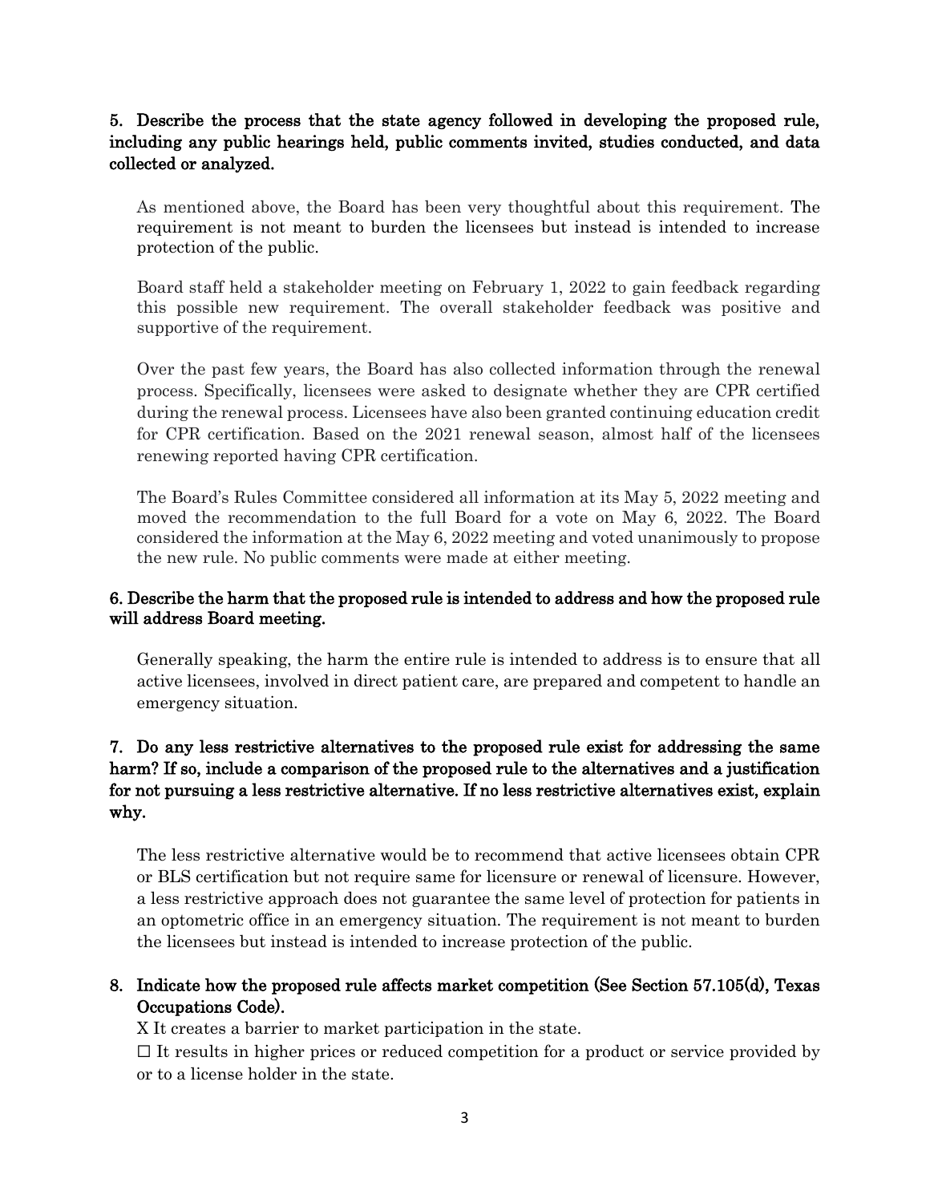**5. Describe the process that the state agency followed in developing the proposed rule, including any public hearings held, public comments invited, studies conducted, and data collected or analyzed.**

As mentioned above, the Board has been very thoughtful about this requirement. The requirement is not meant to burden the licensees but instead is intended to increase protection of the public.

Board staff held a stakeholder meeting on February 1, 2022 to gain feedback regarding this possible new requirement. The overall stakeholder feedback was positive and supportive of the requirement.

Over the past few years, the Board has also collected information through the renewal process. Specifically, licensees were asked to designate whether they are CPR certified during the renewal process. Licensees have also been granted continuing education credit for CPR certification. Based on the 2021 renewal season, almost half of the licensees renewing reported having CPR certification.

The Board's Rules Committee considered all information at its May 5, 2022 meeting and moved the recommendation to the full Board for a vote on May 6, 2022. The Board considered the information at the May 6, 2022 meeting and voted unanimously to propose the new rule. No public comments were made at either meeting.

**6. Describe the harm that the proposed rule is intended to address and how the proposed rule will address Board meeting.**

Generally speaking, the harm the entire rule is intended to address is to ensure that all active licensees, involved in direct patient care, are prepared and competent to handle an emergency situation.

**7. Do any less restrictive alternatives to the proposed rule exist for addressing the same harm? If so, include a comparison of the proposed rule to the alternatives and a justification for not pursuing a less restrictive alternative. If no less restrictive alternatives exist, explain why.**

The less restrictive alternative would be to recommend that active licensees obtain CPR or BLS certification but not require same for licensure or renewal of licensure. However, a less restrictive approach does not guarantee the same level of protection for patients in an optometric office in an emergency situation. The requirement is not meant to burden the licensees but instead is intended to increase protection of the public.

**8. Indicate how the proposed rule affects market competition (See Section 57.105(d), Texas Occupations Code).**

X It creates a barrier to market participation in the state.

☐ It results in higher prices or reduced competition for a product or service provided by or to a license holder in the state.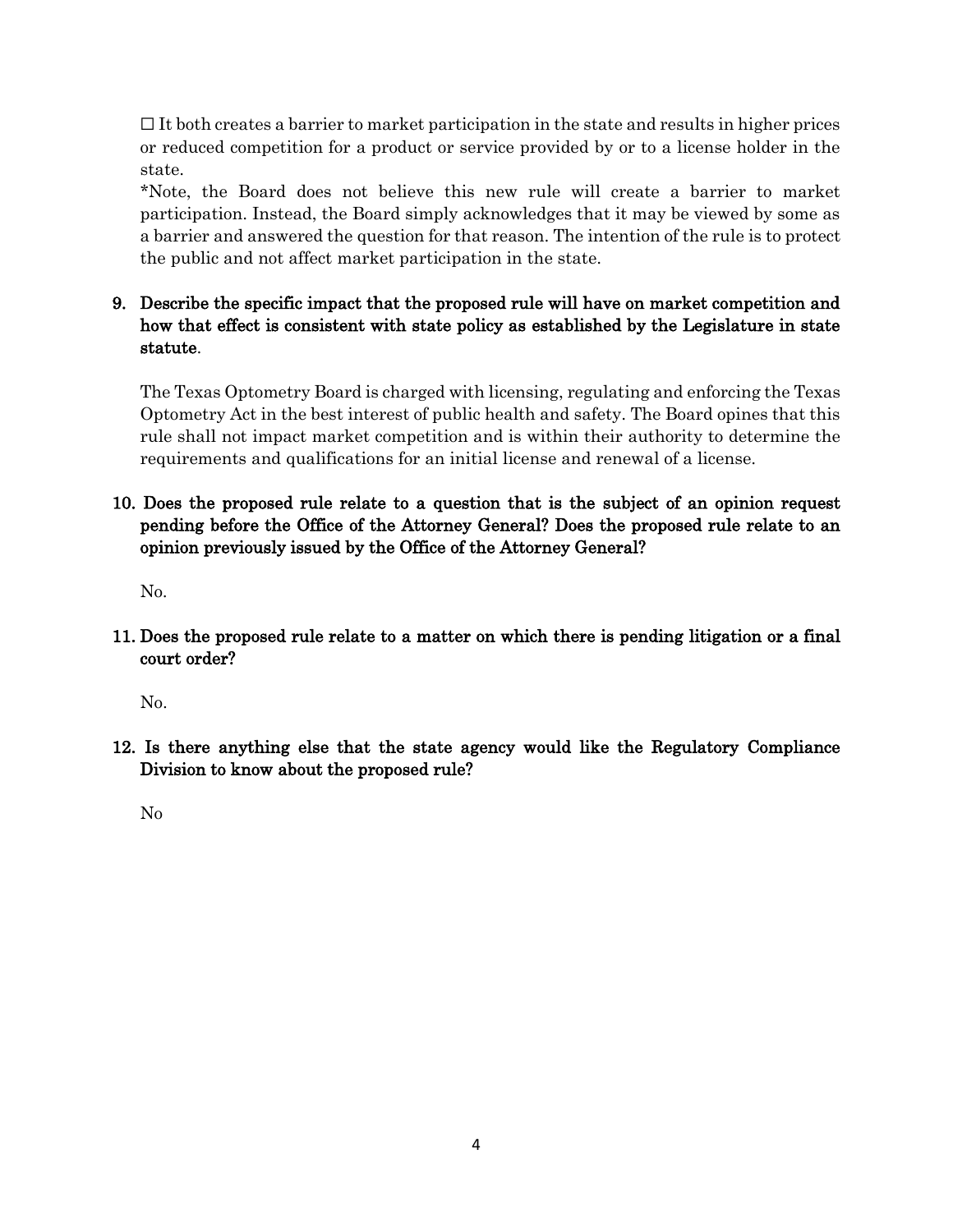☐ It both creates a barrier to market participation in the state and results in higher prices or reduced competition for a product or service provided by or to a license holder in the state.

*Note, the Board does not believe this new rule will create a barrier to market participation. Instead, the Board simply acknowledges that it may be viewed by some as a barrier and answered the question for that reason. The intention of the rule is to protect the public and not affect market participation in the state.

**9. Describe the specific impact that the proposed rule will have on market competition and how that effect is consistent with state policy as established by the Legislature in state statute.**

The Texas Optometry Board is charged with licensing, regulating and enforcing the Texas Optometry Act in the best interest of public health and safety. The Board opines that this rule shall not impact market competition and is within their authority to determine the requirements and qualifications for an initial license and renewal of a license.

**10. Does the proposed rule relate to a question that is the subject of an opinion request pending before the Office of the Attorney General? Does the proposed rule relate to an opinion previously issued by the Office of the Attorney General?**

No.

**11. Does the proposed rule relate to a matter on which there is pending litigation or a final court order?**

No.

**12. Is there anything else that the state agency would like the Regulatory Compliance Division to know about the proposed rule?**

No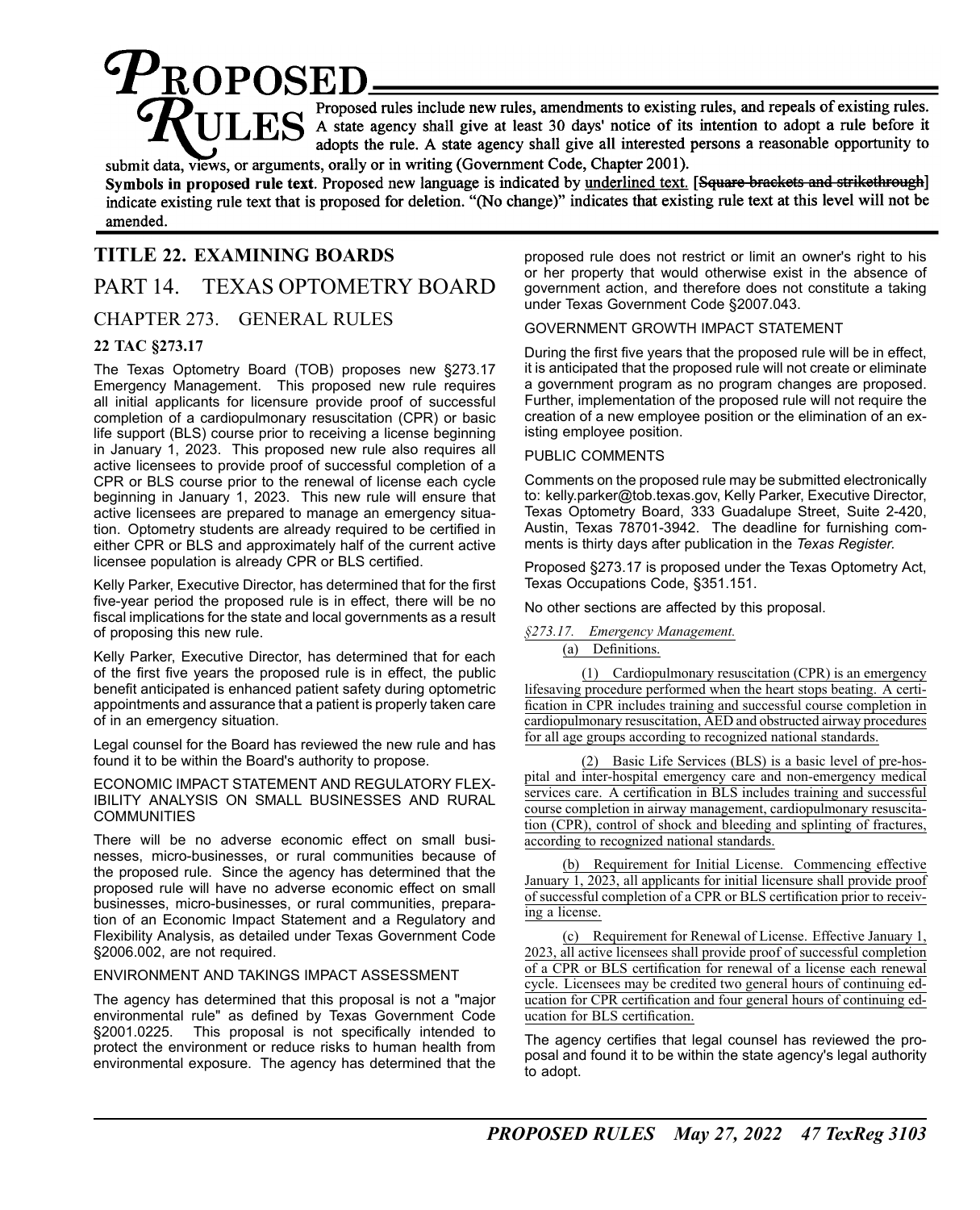# PROPOSED RULES

Proposed rules include new rules, amendments to existing rules, and repeals of existing rules. A state agency shall give at least 30 days' notice of its intention to adopt a rule before it adopts the rule. A state agency shall give all interested persons a reasonable opportunity to submit data, views, or arguments, orally or in writing (Government Code, Chapter 2001).

**Symbols in proposed rule text**. Proposed new language is indicated by underlined text. [~~Square brackets and strikethrough~~] indicate existing rule text that is proposed for deletion. "(No change)" indicates that existing rule text at this level will not be amended.

## TITLE 22. EXAMINING BOARDS

## PART 14. TEXAS OPTOMETRY BOARD

## CHAPTER 273. GENERAL RULES

### 22 TAC §273.17

The Texas Optometry Board (TOB) proposes new §273.17 Emergency Management. This proposed new rule requires all initial applicants for licensure provide proof of successful completion of a cardiopulmonary resuscitation (CPR) or basic life support (BLS) course prior to receiving a license beginning in January 1, 2023. This proposed new rule also requires all active licensees to provide proof of successful completion of a CPR or BLS course prior to the renewal of license each cycle beginning in January 1, 2023. This new rule will ensure that active licensees are prepared to manage an emergency situation. Optometry students are already required to be certified in either CPR or BLS and approximately half of the current active licensee population is already CPR or BLS certified.

Kelly Parker, Executive Director, has determined that for the first five-year period the proposed rule is in effect, there will be no fiscal implications for the state and local governments as a result of proposing this new rule.

Kelly Parker, Executive Director, has determined that for each of the first five years the proposed rule is in effect, the public benefit anticipated is enhanced patient safety during optometric appointments and assurance that a patient is properly taken care of in an emergency situation.

Legal counsel for the Board has reviewed the new rule and has found it to be within the Board's authority to propose.

ECONOMIC IMPACT STATEMENT AND REGULATORY FLEXIBILITY ANALYSIS ON SMALL BUSINESSES AND RURAL COMMUNITIES

There will be no adverse economic effect on small businesses, micro-businesses, or rural communities because of the proposed rule. Since the agency has determined that the proposed rule will have no adverse economic effect on small businesses, micro-businesses, or rural communities, preparation of an Economic Impact Statement and a Regulatory and Flexibility Analysis, as detailed under Texas Government Code §2006.002, are not required.

ENVIRONMENT AND TAKINGS IMPACT ASSESSMENT

The agency has determined that this proposal is not a "major environmental rule" as defined by Texas Government Code §2001.0225. This proposal is not specifically intended to protect the environment or reduce risks to human health from environmental exposure. The agency has determined that the proposed rule does not restrict or limit an owner's right to his or her property that would otherwise exist in the absence of government action, and therefore does not constitute a taking under Texas Government Code §2007.043.

GOVERNMENT GROWTH IMPACT STATEMENT

During the first five years that the proposed rule will be in effect, it is anticipated that the proposed rule will not create or eliminate a government program as no program changes are proposed. Further, implementation of the proposed rule will not require the creation of a new employee position or the elimination of an existing employee position.

PUBLIC COMMENTS

Comments on the proposed rule may be submitted electronically to: kelly.parker@tob.texas.gov, Kelly Parker, Executive Director, Texas Optometry Board, 333 Guadalupe Street, Suite 2-420, Austin, Texas 78701-3942. The deadline for furnishing comments is thirty days after publication in the *Texas Register.*

Proposed §273.17 is proposed under the Texas Optometry Act, Texas Occupations Code, §351.151.

No other sections are affected by this proposal.

*§273.17. Emergency Management.*

(a) Definitions.

(1) Cardiopulmonary resuscitation (CPR) is an emergency lifesaving procedure performed when the heart stops beating. A certification in CPR includes training and successful course completion in cardiopulmonary resuscitation, AED and obstructed airway procedures for all age groups according to recognized national standards.

(2) Basic Life Services (BLS) is a basic level of pre-hospital and inter-hospital emergency care and non-emergency medical services care. A certification in BLS includes training and successful course completion in airway management, cardiopulmonary resuscitation (CPR), control of shock and bleeding and splinting of fractures, according to recognized national standards.

(b) Requirement for Initial License. Commencing effective January 1, 2023, all applicants for initial licensure shall provide proof of successful completion of a CPR or BLS certification prior to receiving a license.

(c) Requirement for Renewal of License. Effective January 1, 2023, all active licensees shall provide proof of successful completion of a CPR or BLS certification for renewal of a license each renewal cycle. Licensees may be credited two general hours of continuing education for CPR certification and four general hours of continuing education for BLS certification.

The agency certifies that legal counsel has reviewed the proposal and found it to be within the state agency's legal authority to adopt.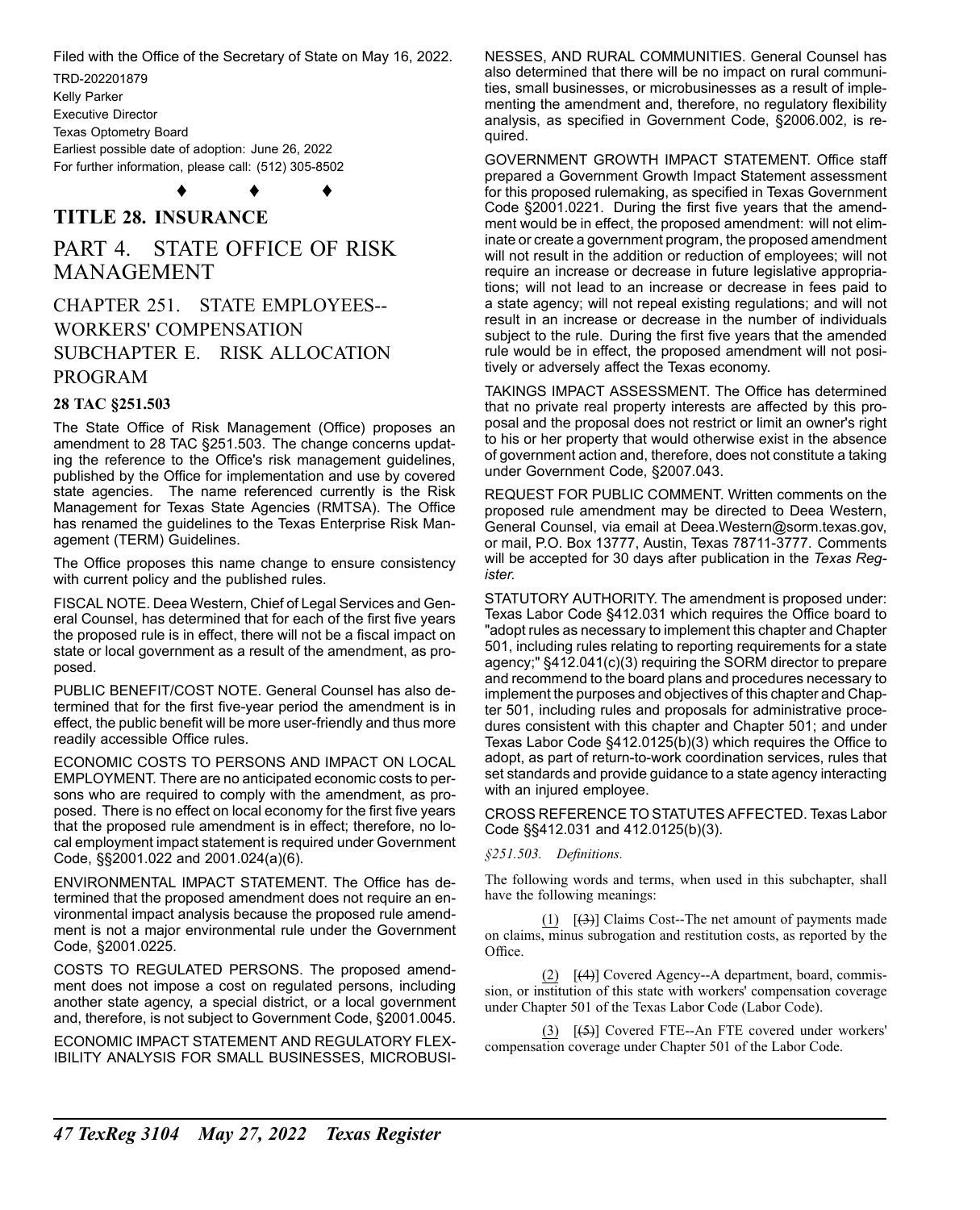Filed with the Office of the Secretary of State on May 16, 2022.

TRD-202201879

Kelly Parker

Executive Director

Texas Optometry Board

Earliest possible date of adoption: June 26, 2022

For further information, please call: (512) 305-8502

♦ ♦ ♦

# TITLE 28. INSURANCE

## PART 4. STATE OFFICE OF RISK MANAGEMENT

## CHAPTER 251. STATE EMPLOYEES--WORKERS' COMPENSATION

## SUBCHAPTER E. RISK ALLOCATION PROGRAM

### 28 TAC §251.503

The State Office of Risk Management (Office) proposes an amendment to 28 TAC §251.503. The change concerns updating the reference to the Office's risk management guidelines, published by the Office for implementation and use by covered state agencies. The name referenced currently is the Risk Management for Texas State Agencies (RMTSA). The Office has renamed the guidelines to the Texas Enterprise Risk Management (TERM) Guidelines.

The Office proposes this name change to ensure consistency with current policy and the published rules.

FISCAL NOTE. Deea Western, Chief of Legal Services and General Counsel, has determined that for each of the first five years the proposed rule is in effect, there will not be a fiscal impact on state or local government as a result of the amendment, as proposed.

PUBLIC BENEFIT/COST NOTE. General Counsel has also determined that for the first five-year period the amendment is in effect, the public benefit will be more user-friendly and thus more readily accessible Office rules.

ECONOMIC COSTS TO PERSONS AND IMPACT ON LOCAL EMPLOYMENT. There are no anticipated economic costs to persons who are required to comply with the amendment, as proposed. There is no effect on local economy for the first five years that the proposed rule amendment is in effect; therefore, no local employment impact statement is required under Government Code, §§2001.022 and 2001.024(a)(6).

ENVIRONMENTAL IMPACT STATEMENT. The Office has determined that the proposed amendment does not require an environmental impact analysis because the proposed rule amendment is not a major environmental rule under the Government Code, §2001.0225.

COSTS TO REGULATED PERSONS. The proposed amendment does not impose a cost on regulated persons, including another state agency, a special district, or a local government and, therefore, is not subject to Government Code, §2001.0045.

ECONOMIC IMPACT STATEMENT AND REGULATORY FLEXIBILITY ANALYSIS FOR SMALL BUSINESSES, MICROBUSINESSES, AND RURAL COMMUNITIES. General Counsel has also determined that there will be no impact on rural communities, small businesses, or microbusinesses as a result of implementing the amendment and, therefore, no regulatory flexibility analysis, as specified in Government Code, §2006.002, is required.

GOVERNMENT GROWTH IMPACT STATEMENT. Office staff prepared a Government Growth Impact Statement assessment for this proposed rulemaking, as specified in Texas Government Code §2001.0221. During the first five years that the amendment would be in effect, the proposed amendment: will not eliminate or create a government program, the proposed amendment will not result in the addition or reduction of employees; will not require an increase or decrease in future legislative appropriations; will not lead to an increase or decrease in fees paid to a state agency; will not repeal existing regulations; and will not result in an increase or decrease in the number of individuals subject to the rule. During the first five years that the amended rule would be in effect, the proposed amendment will not positively or adversely affect the Texas economy.

TAKINGS IMPACT ASSESSMENT. The Office has determined that no private real property interests are affected by this proposal and the proposal does not restrict or limit an owner's right to his or her property that would otherwise exist in the absence of government action and, therefore, does not constitute a taking under Government Code, §2007.043.

REQUEST FOR PUBLIC COMMENT. Written comments on the proposed rule amendment may be directed to Deea Western, General Counsel, via email at Deea.Western@sorm.texas.gov, or mail, P.O. Box 13777, Austin, Texas 78711-3777. Comments will be accepted for 30 days after publication in the *Texas Register*.

STATUTORY AUTHORITY. The amendment is proposed under: Texas Labor Code §412.031 which requires the Office board to "adopt rules as necessary to implement this chapter and Chapter 501, including rules relating to reporting requirements for a state agency;" §412.041(c)(3) requiring the SORM director to prepare and recommend to the board plans and procedures necessary to implement the purposes and objectives of this chapter and Chapter 501, including rules and proposals for administrative procedures consistent with this chapter and Chapter 501; and under Texas Labor Code §412.0125(b)(3) which requires the Office to adopt, as part of return-to-work coordination services, rules that set standards and provide guidance to a state agency interacting with an injured employee.

CROSS REFERENCE TO STATUTES AFFECTED. Texas Labor Code §§412.031 and 412.0125(b)(3).

*§251.503. Definitions.*

The following words and terms, when used in this subchapter, shall have the following meanings:

(1) [~~(3)~~] Claims Cost--The net amount of payments made on claims, minus subrogation and restitution costs, as reported by the Office.

(2) [~~(4)~~] Covered Agency--A department, board, commission, or institution of this state with workers' compensation coverage under Chapter 501 of the Texas Labor Code (Labor Code).

(3) [~~(5)~~] Covered FTE--An FTE covered under workers' compensation coverage under Chapter 501 of the Labor Code.